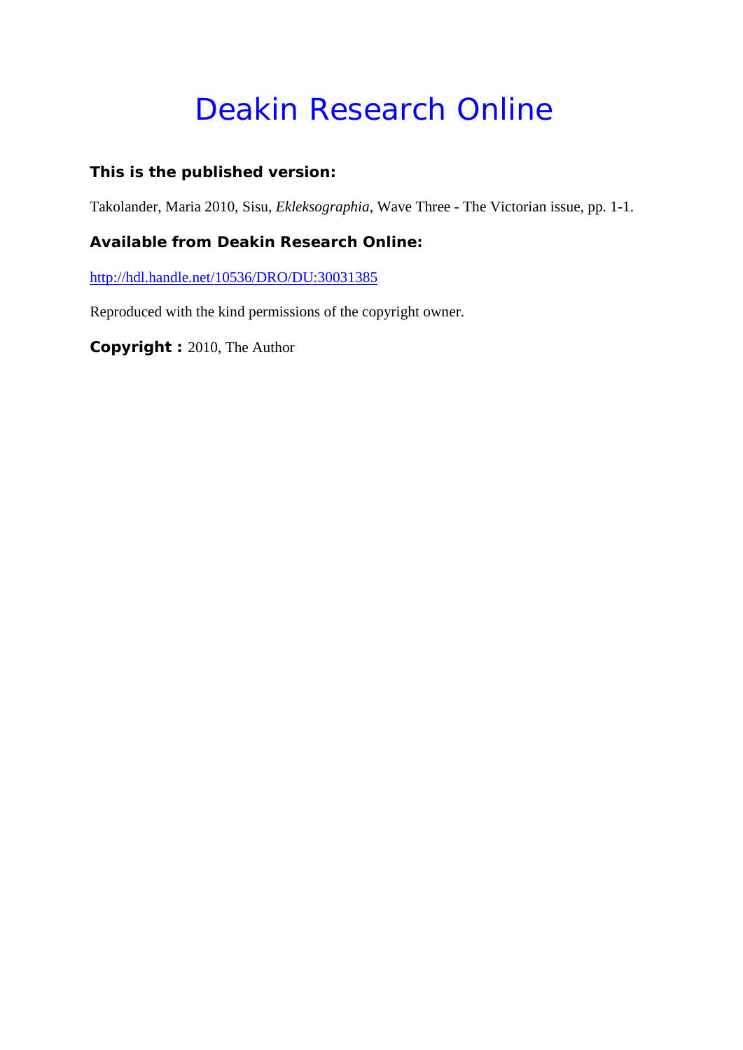# Deakin Research Online

**This is the published version:**

Takolander, Maria 2010, Sisu, *Ekleksographia*, Wave Three - The Victorian issue, pp. 1-1.

**Available from Deakin Research Online:**

http://hdl.handle.net/10536/DRO/DU:30031385

Reproduced with the kind permissions of the copyright owner.

**Copyright :** 2010, The Author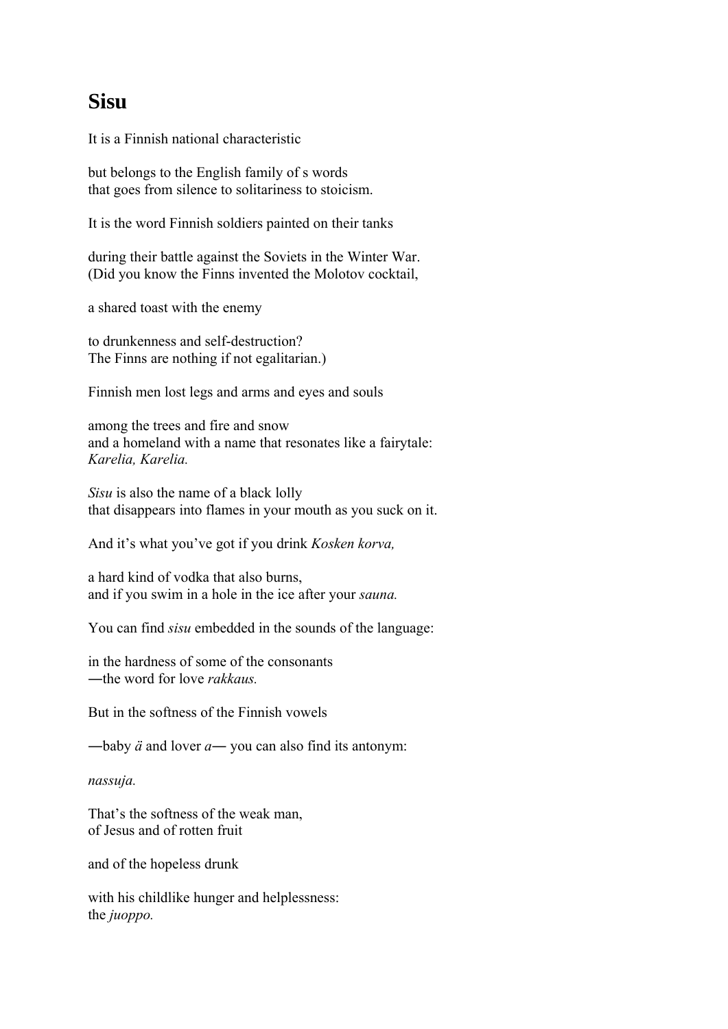## Sisu

It is a Finnish national characteristic

but belongs to the English family of s words
that goes from silence to solitariness to stoicism.

It is the word Finnish soldiers painted on their tanks

during their battle against the Soviets in the Winter War.
(Did you know the Finns invented the Molotov cocktail,

a shared toast with the enemy

to drunkenness and self-destruction?
The Finns are nothing if not egalitarian.)

Finnish men lost legs and arms and eyes and souls

among the trees and fire and snow
and a homeland with a name that resonates like a fairytale:
*Karelia, Karelia.*

*Sisu* is also the name of a black lolly
that disappears into flames in your mouth as you suck on it.

And it's what you've got if you drink *Kosken korva,*

a hard kind of vodka that also burns,
and if you swim in a hole in the ice after your *sauna.*

You can find *sisu* embedded in the sounds of the language:

in the hardness of some of the consonants
―the word for love *rakkaus.*

But in the softness of the Finnish vowels

―baby *ä* and lover *a*― you can also find its antonym:

*nassuja.*

That's the softness of the weak man,
of Jesus and of rotten fruit

and of the hopeless drunk

with his childlike hunger and helplessness:
the *juoppo.*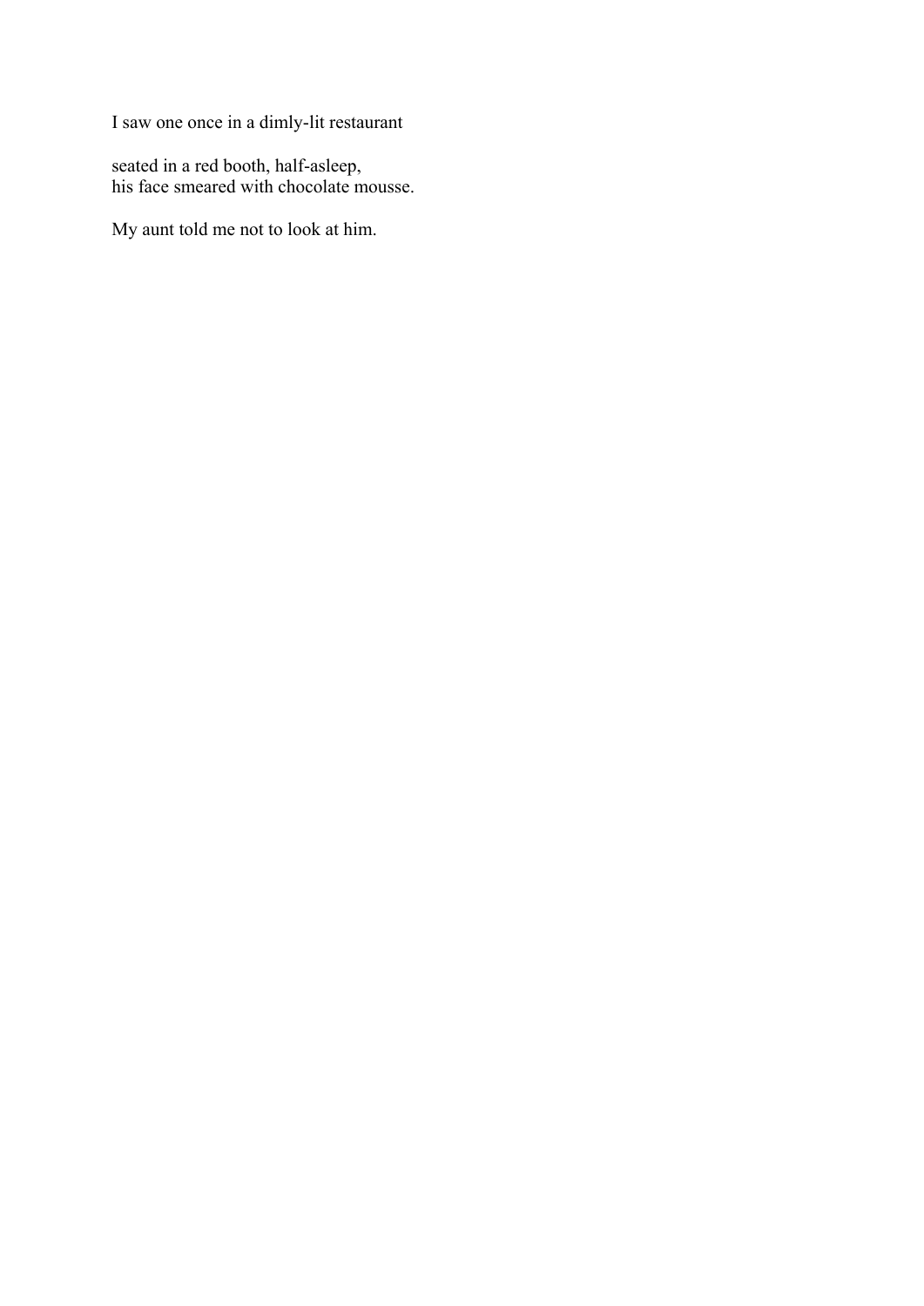I saw one once in a dimly-lit restaurant

seated in a red booth, half-asleep,
his face smeared with chocolate mousse.

My aunt told me not to look at him.